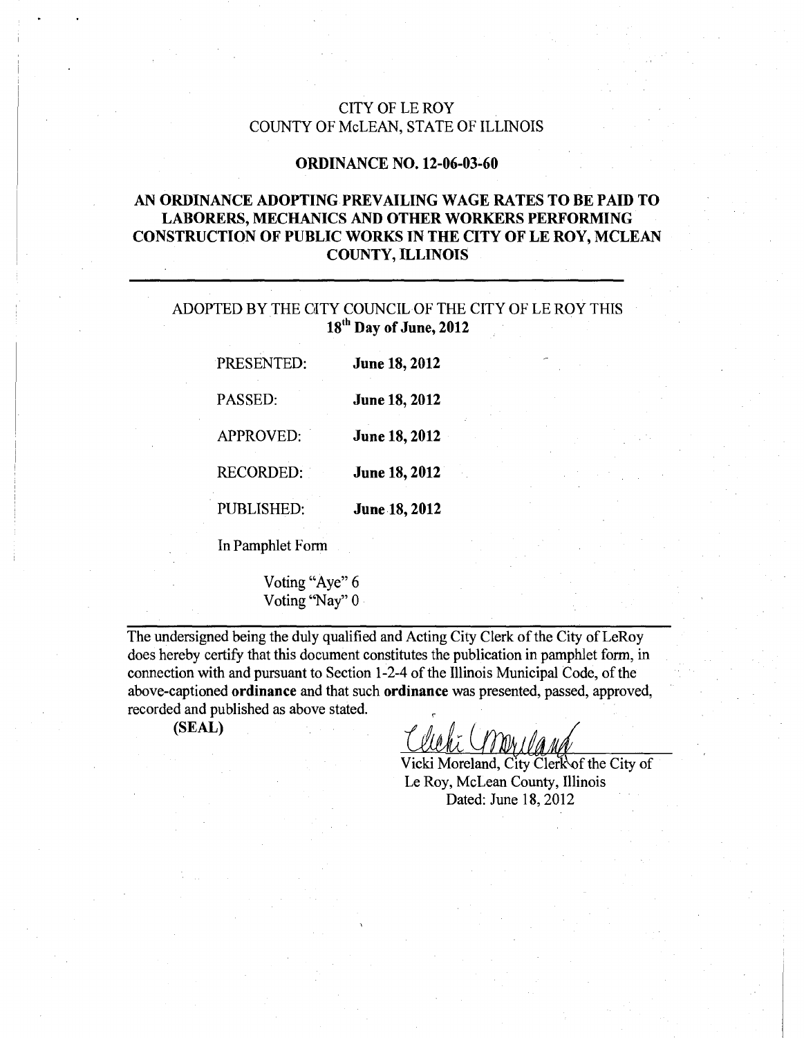CITY OF LE ROY
COUNTY OF McLEAN, STATE OF ILLINOIS

**ORDINANCE NO. 12-06-03-60**

**AN ORDINANCE ADOPTING PREVAILING WAGE RATES TO BE PAID TO LABORERS, MECHANICS AND OTHER WORKERS PERFORMING CONSTRUCTION OF PUBLIC WORKS IN THE CITY OF LE ROY, MCLEAN COUNTY, ILLINOIS**

---

ADOPTED BY THE CITY COUNCIL OF THE CITY OF LE ROY THIS
**18th Day of June, 2012**

| | |
|---|---|
| PRESENTED: | **June 18, 2012** |
| PASSED: | **June 18, 2012** |
| APPROVED: | **June 18, 2012** |
| RECORDED: | **June 18, 2012** |
| PUBLISHED: | **June 18, 2012** |

In Pamphlet Form

Voting "Aye" 6
Voting "Nay" 0

---

The undersigned being the duly qualified and Acting City Clerk of the City of LeRoy does hereby certify that this document constitutes the publication in pamphlet form, in connection with and pursuant to Section 1-2-4 of the Illinois Municipal Code, of the above-captioned **ordinance** and that such **ordinance** was presented, passed, approved, recorded and published as above stated.

**(SEAL)**

Vicki Moreland, City Clerk of the City of Le Roy, McLean County, Illinois
Dated: June 18, 2012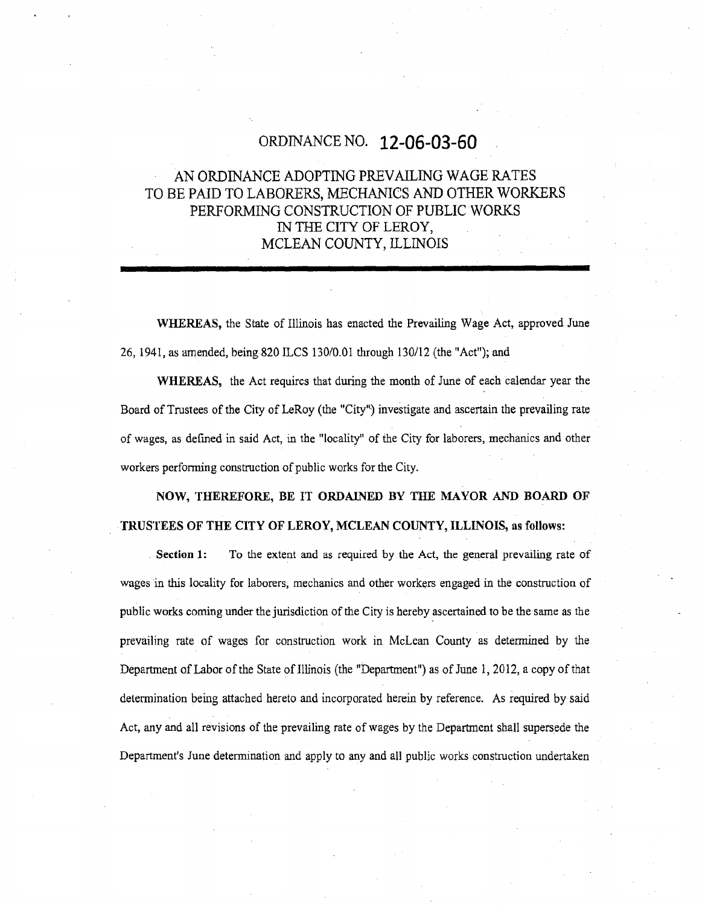# ORDINANCE NO. 12-06-03-60

## AN ORDINANCE ADOPTING PREVAILING WAGE RATES TO BE PAID TO LABORERS, MECHANICS AND OTHER WORKERS PERFORMING CONSTRUCTION OF PUBLIC WORKS IN THE CITY OF LEROY, MCLEAN COUNTY, ILLINOIS

---

**WHEREAS,** the State of Illinois has enacted the Prevailing Wage Act, approved June 26, 1941, as amended, being 820 ILCS 130/0.01 through 130/12 (the "Act"); and

**WHEREAS,** the Act requires that during the month of June of each calendar year the Board of Trustees of the City of LeRoy (the "City") investigate and ascertain the prevailing rate of wages, as defined in said Act, in the "locality" of the City for laborers, mechanics and other workers performing construction of public works for the City.

**NOW, THEREFORE, BE IT ORDAINED BY THE MAYOR AND BOARD OF TRUSTEES OF THE CITY OF LEROY, MCLEAN COUNTY, ILLINOIS, as follows:**

**Section 1:** To the extent and as required by the Act, the general prevailing rate of wages in this locality for laborers, mechanics and other workers engaged in the construction of public works coming under the jurisdiction of the City is hereby ascertained to be the same as the prevailing rate of wages for construction work in McLean County as determined by the Department of Labor of the State of Illinois (the "Department") as of June 1, 2012, a copy of that determination being attached hereto and incorporated herein by reference. As required by said Act, any and all revisions of the prevailing rate of wages by the Department shall supersede the Department's June determination and apply to any and all public works construction undertaken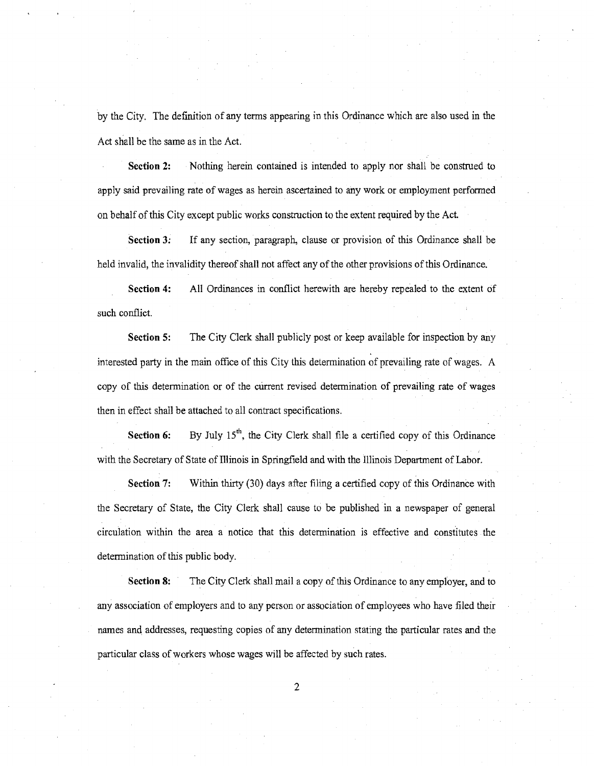by the City. The definition of any terms appearing in this Ordinance which are also used in the Act shall be the same as in the Act.

**Section 2:** Nothing herein contained is intended to apply nor shall be construed to apply said prevailing rate of wages as herein ascertained to any work or employment performed on behalf of this City except public works construction to the extent required by the Act.

**Section 3:** If any section, paragraph, clause or provision of this Ordinance shall be held invalid, the invalidity thereof shall not affect any of the other provisions of this Ordinance.

**Section 4:** All Ordinances in conflict herewith are hereby repealed to the extent of such conflict.

**Section 5:** The City Clerk shall publicly post or keep available for inspection by any interested party in the main office of this City this determination of prevailing rate of wages. A copy of this determination or of the current revised determination of prevailing rate of wages then in effect shall be attached to all contract specifications.

**Section 6:** By July 15th, the City Clerk shall file a certified copy of this Ordinance with the Secretary of State of Illinois in Springfield and with the Illinois Department of Labor.

**Section 7:** Within thirty (30) days after filing a certified copy of this Ordinance with the Secretary of State, the City Clerk shall cause to be published in a newspaper of general circulation within the area a notice that this determination is effective and constitutes the determination of this public body.

**Section 8:** The City Clerk shall mail a copy of this Ordinance to any employer, and to any association of employers and to any person or association of employees who have filed their names and addresses, requesting copies of any determination stating the particular rates and the particular class of workers whose wages will be affected by such rates.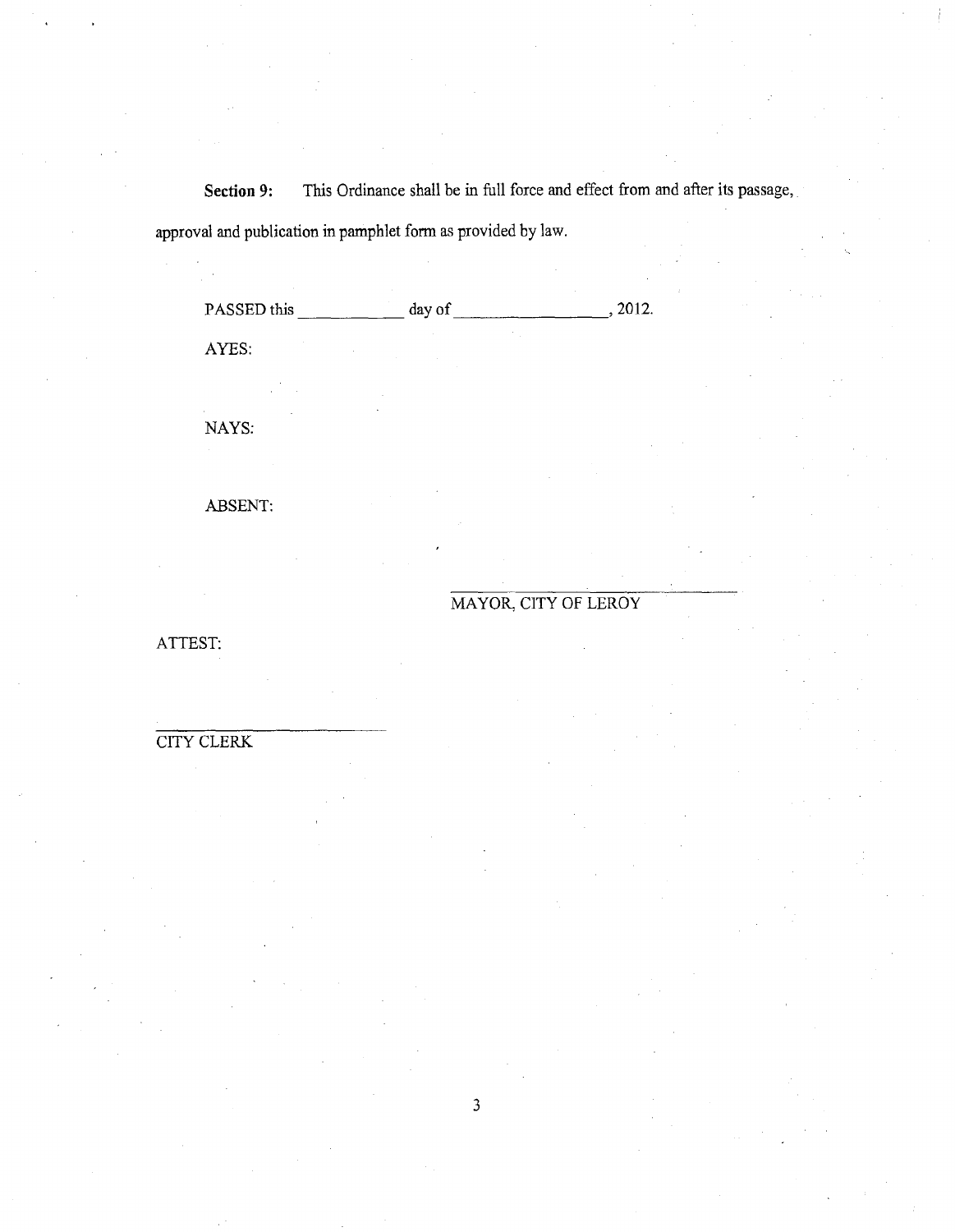**Section 9:** This Ordinance shall be in full force and effect from and after its passage, approval and publication in pamphlet form as provided by law.

PASSED this ____________ day of __________________, 2012.

AYES:

NAYS:

ABSENT:

______________________________
MAYOR, CITY OF LEROY

ATTEST:

______________________________
CITY CLERK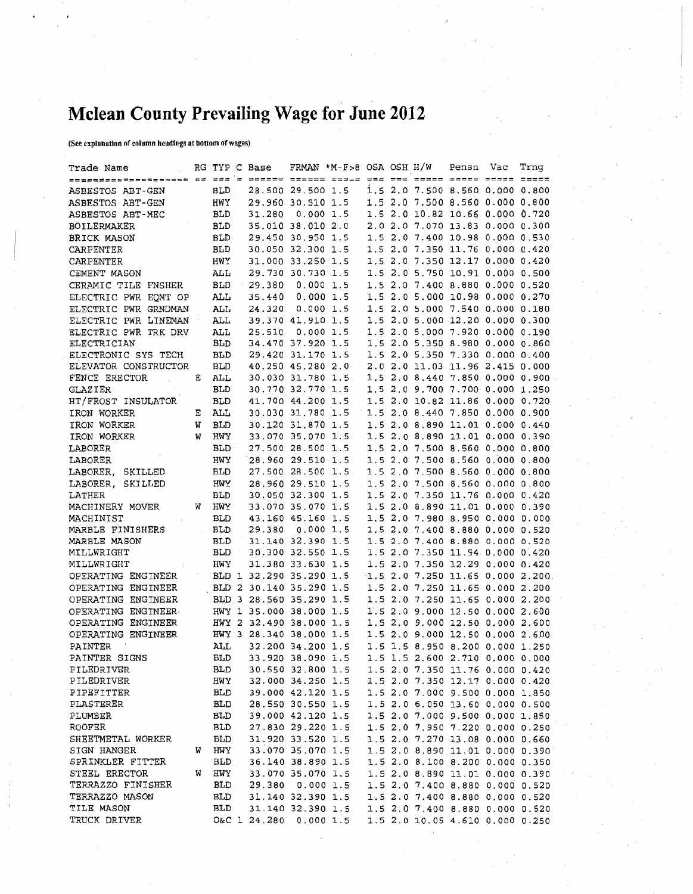# Mclean County Prevailing Wage for June 2012

(See explanation of column headings at bottom of wages)

| Trade Name | RG | TYP | C | Base | FRMAN | *M-F>8 | OSA | OSH | H/W | Pensn | Vac | Trng |
|---|---|---|---|---|---|---|---|---|---|---|---|---|
| ASBESTOS ABT-GEN | | BLD | | 28.500 | 29.500 | 1.5 | 1.5 | 2.0 | 7.500 | 8.560 | 0.000 | 0.800 |
| ASBESTOS ABT-GEN | | HWY | | 29.960 | 30.510 | 1.5 | 1.5 | 2.0 | 7.500 | 8.560 | 0.000 | 0.800 |
| ASBESTOS ABT-MEC | | BLD | | 31.280 | 0.000 | 1.5 | 1.5 | 2.0 | 10.82 | 10.66 | 0.000 | 0.720 |
| BOILERMAKER | | BLD | | 35.010 | 38.010 | 2.0 | 2.0 | 2.0 | 7.070 | 13.83 | 0.000 | 0.300 |
| BRICK MASON | | BLD | | 29.450 | 30.950 | 1.5 | 1.5 | 2.0 | 7.400 | 10.98 | 0.000 | 0.530 |
| CARPENTER | | BLD | | 30.050 | 32.300 | 1.5 | 1.5 | 2.0 | 7.350 | 11.76 | 0.000 | 0.420 |
| CARPENTER | | HWY | | 31.000 | 33.250 | 1.5 | 1.5 | 2.0 | 7.350 | 12.17 | 0.000 | 0.420 |
| CEMENT MASON | | ALL | | 29.730 | 30.730 | 1.5 | 1.5 | 2.0 | 5.750 | 10.91 | 0.000 | 0.500 |
| CERAMIC TILE FNSHER | | BLD | | 29.380 | 0.000 | 1.5 | 1.5 | 2.0 | 7.400 | 8.880 | 0.000 | 0.520 |
| ELECTRIC PWR EQMT OP | | ALL | | 35.440 | 0.000 | 1.5 | 1.5 | 2.0 | 5.000 | 10.98 | 0.000 | 0.270 |
| ELECTRIC PWR GRNDMAN | | ALL | | 24.320 | 0.000 | 1.5 | 1.5 | 2.0 | 5.000 | 7.540 | 0.000 | 0.180 |
| ELECTRIC PWR LINEMAN | | ALL | | 39.370 | 41.910 | 1.5 | 1.5 | 2.0 | 5.000 | 12.20 | 0.000 | 0.300 |
| ELECTRIC PWR TRK DRV | | ALL | | 25.510 | 0.000 | 1.5 | 1.5 | 2.0 | 5.000 | 7.920 | 0.000 | 0.190 |
| ELECTRICIAN | | BLD | | 34.470 | 37.920 | 1.5 | 1.5 | 2.0 | 5.350 | 8.980 | 0.000 | 0.860 |
| ELECTRONIC SYS TECH | | BLD | | 29.420 | 31.170 | 1.5 | 1.5 | 2.0 | 5.350 | 7.330 | 0.000 | 0.400 |
| ELEVATOR CONSTRUCTOR | | BLD | | 40.250 | 45.280 | 2.0 | 2.0 | 2.0 | 11.03 | 11.96 | 2.415 | 0.000 |
| FENCE ERECTOR | E | ALL | | 30.030 | 31.780 | 1.5 | 1.5 | 2.0 | 8.440 | 7.850 | 0.000 | 0.900 |
| GLAZIER | | BLD | | 30.770 | 32.770 | 1.5 | 1.5 | 2.0 | 9.700 | 7.700 | 0.000 | 1.250 |
| HT/FROST INSULATOR | | BLD | | 41.700 | 44.200 | 1.5 | 1.5 | 2.0 | 10.82 | 11.86 | 0.000 | 0.720 |
| IRON WORKER | E | ALL | | 30.030 | 31.780 | 1.5 | 1.5 | 2.0 | 8.440 | 7.850 | 0.000 | 0.900 |
| IRON WORKER | W | BLD | | 30.120 | 31.870 | 1.5 | 1.5 | 2.0 | 8.890 | 11.01 | 0.000 | 0.440 |
| IRON WORKER | W | HWY | | 33.070 | 35.070 | 1.5 | 1.5 | 2.0 | 8.890 | 11.01 | 0.000 | 0.390 |
| LABORER | | BLD | | 27.500 | 28.500 | 1.5 | 1.5 | 2.0 | 7.500 | 8.560 | 0.000 | 0.800 |
| LABORER | | HWY | | 28.960 | 29.510 | 1.5 | 1.5 | 2.0 | 7.500 | 8.560 | 0.000 | 0.800 |
| LABORER, SKILLED | | BLD | | 27.500 | 28.500 | 1.5 | 1.5 | 2.0 | 7.500 | 8.560 | 0.000 | 0.800 |
| LABORER, SKILLED | | HWY | | 28.960 | 29.510 | 1.5 | 1.5 | 2.0 | 7.500 | 8.560 | 0.000 | 0.800 |
| LATHER | | BLD | | 30.050 | 32.300 | 1.5 | 1.5 | 2.0 | 7.350 | 11.76 | 0.000 | 0.420 |
| MACHINERY MOVER | W | HWY | | 33.070 | 35.070 | 1.5 | 1.5 | 2.0 | 8.890 | 11.01 | 0.000 | 0.390 |
| MACHINIST | | BLD | | 43.160 | 45.160 | 1.5 | 1.5 | 2.0 | 7.980 | 8.950 | 0.000 | 0.000 |
| MARBLE FINISHERS | | BLD | | 29.380 | 0.000 | 1.5 | 1.5 | 2.0 | 7.400 | 8.880 | 0.000 | 0.520 |
| MARBLE MASON | | BLD | | 31.140 | 32.390 | 1.5 | 1.5 | 2.0 | 7.400 | 8.880 | 0.000 | 0.520 |
| MILLWRIGHT | | BLD | | 30.300 | 32.550 | 1.5 | 1.5 | 2.0 | 7.350 | 11.94 | 0.000 | 0.420 |
| MILLWRIGHT | | HWY | | 31.380 | 33.630 | 1.5 | 1.5 | 2.0 | 7.350 | 12.29 | 0.000 | 0.420 |
| OPERATING ENGINEER | | BLD | 1 | 32.290 | 35.290 | 1.5 | 1.5 | 2.0 | 7.250 | 11.65 | 0.000 | 2.200 |
| OPERATING ENGINEER | | BLD | 2 | 30.140 | 35.290 | 1.5 | 1.5 | 2.0 | 7.250 | 11.65 | 0.000 | 2.200 |
| OPERATING ENGINEER | | BLD | 3 | 28.560 | 35.290 | 1.5 | 1.5 | 2.0 | 7.250 | 11.65 | 0.000 | 2.200 |
| OPERATING ENGINEER | | HWY | 1 | 35.000 | 38.000 | 1.5 | 1.5 | 2.0 | 9.000 | 12.50 | 0.000 | 2.600 |
| OPERATING ENGINEER | | HWY | 2 | 32.490 | 38.000 | 1.5 | 1.5 | 2.0 | 9.000 | 12.50 | 0.000 | 2.600 |
| OPERATING ENGINEER | | HWY | 3 | 28.340 | 38.000 | 1.5 | 1.5 | 2.0 | 9.000 | 12.50 | 0.000 | 2.600 |
| PAINTER | | ALL | | 32.200 | 34.200 | 1.5 | 1.5 | 1.5 | 8.950 | 8.200 | 0.000 | 1.250 |
| PAINTER SIGNS | | BLD | | 33.920 | 38.090 | 1.5 | 1.5 | 1.5 | 2.600 | 2.710 | 0.000 | 0.000 |
| PILEDRIVER | | BLD | | 30.550 | 32.800 | 1.5 | 1.5 | 2.0 | 7.350 | 11.76 | 0.000 | 0.420 |
| PILEDRIVER | | HWY | | 32.000 | 34.250 | 1.5 | 1.5 | 2.0 | 7.350 | 12.17 | 0.000 | 0.420 |
| PIPEFITTER | | BLD | | 39.000 | 42.120 | 1.5 | 1.5 | 2.0 | 7.000 | 9.500 | 0.000 | 1.850 |
| PLASTERER | | BLD | | 28.550 | 30.550 | 1.5 | 1.5 | 2.0 | 6.050 | 13.60 | 0.000 | 0.500 |
| PLUMBER | | BLD | | 39.000 | 42.120 | 1.5 | 1.5 | 2.0 | 7.000 | 9.500 | 0.000 | 1.850 |
| ROOFER | | BLD | | 27.830 | 29.220 | 1.5 | 1.5 | 2.0 | 7.950 | 7.220 | 0.000 | 0.250 |
| SHEETMETAL WORKER | | BLD | | 31.920 | 33.520 | 1.5 | 1.5 | 2.0 | 7.270 | 13.08 | 0.000 | 0.660 |
| SIGN HANGER | W | HWY | | 33.070 | 35.070 | 1.5 | 1.5 | 2.0 | 8.890 | 11.01 | 0.000 | 0.390 |
| SPRINKLER FITTER | | BLD | | 36.140 | 38.890 | 1.5 | 1.5 | 2.0 | 8.100 | 8.200 | 0.000 | 0.350 |
| STEEL ERECTOR | W | HWY | | 33.070 | 35.070 | 1.5 | 1.5 | 2.0 | 8.890 | 11.01 | 0.000 | 0.390 |
| TERRAZZO FINISHER | | BLD | | 29.380 | 0.000 | 1.5 | 1.5 | 2.0 | 7.400 | 8.880 | 0.000 | 0.520 |
| TERRAZZO MASON | | BLD | | 31.140 | 32.390 | 1.5 | 1.5 | 2.0 | 7.400 | 8.880 | 0.000 | 0.520 |
| TILE MASON | | BLD | | 31.140 | 32.390 | 1.5 | 1.5 | 2.0 | 7.400 | 8.880 | 0.000 | 0.520 |
| TRUCK DRIVER | | O&C | 1 | 24.280 | 0.000 | 1.5 | 1.5 | 2.0 | 10.05 | 4.610 | 0.000 | 0.250 |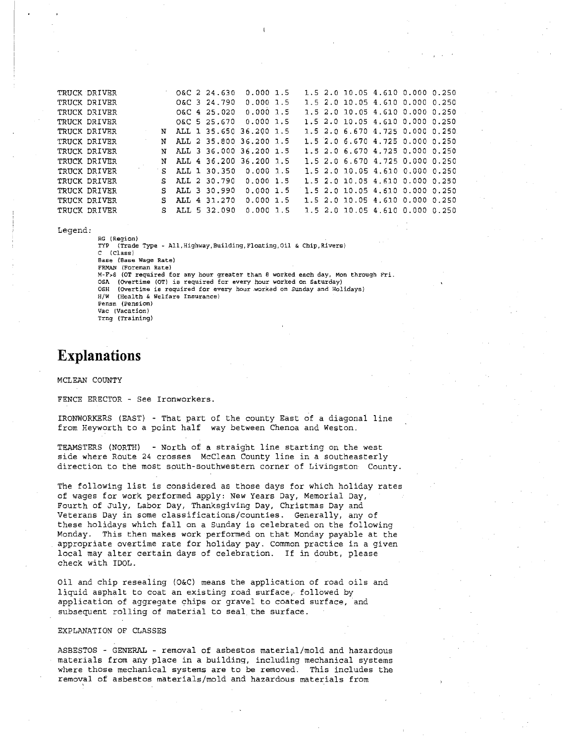| Trade | RG | TYP | C | Base | FRMAN | M-F>8 | OSA | OSH | H/W | Pensn | Vac | Trng |
|---|---|---|---|---|---|---|---|---|---|---|---|---|
| TRUCK DRIVER | | O&C | 2 | 24.630 | 0.000 | 1.5 | 1.5 | 2.0 | 10.05 | 4.610 | 0.000 | 0.250 |
| TRUCK DRIVER | | O&C | 3 | 24.790 | 0.000 | 1.5 | 1.5 | 2.0 | 10.05 | 4.610 | 0.000 | 0.250 |
| TRUCK DRIVER | | O&C | 4 | 25.020 | 0.000 | 1.5 | 1.5 | 2.0 | 10.05 | 4.610 | 0.000 | 0.250 |
| TRUCK DRIVER | | O&C | 5 | 25.670 | 0.000 | 1.5 | 1.5 | 2.0 | 10.05 | 4.610 | 0.000 | 0.250 |
| TRUCK DRIVER | N | ALL | 1 | 35.650 | 36.200 | 1.5 | 1.5 | 2.0 | 6.670 | 4.725 | 0.000 | 0.250 |
| TRUCK DRIVER | N | ALL | 2 | 35.800 | 36.200 | 1.5 | 1.5 | 2.0 | 6.670 | 4.725 | 0.000 | 0.250 |
| TRUCK DRIVER | N | ALL | 3 | 36.000 | 36.200 | 1.5 | 1.5 | 2.0 | 6.670 | 4.725 | 0.000 | 0.250 |
| TRUCK DRIVER | N | ALL | 4 | 36.200 | 36.200 | 1.5 | 1.5 | 2.0 | 6.670 | 4.725 | 0.000 | 0.250 |
| TRUCK DRIVER | S | ALL | 1 | 30.350 | 0.000 | 1.5 | 1.5 | 2.0 | 10.05 | 4.610 | 0.000 | 0.250 |
| TRUCK DRIVER | S | ALL | 2 | 30.790 | 0.000 | 1.5 | 1.5 | 2.0 | 10.05 | 4.610 | 0.000 | 0.250 |
| TRUCK DRIVER | S | ALL | 3 | 30.990 | 0.000 | 1.5 | 1.5 | 2.0 | 10.05 | 4.610 | 0.000 | 0.250 |
| TRUCK DRIVER | S | ALL | 4 | 31.270 | 0.000 | 1.5 | 1.5 | 2.0 | 10.05 | 4.610 | 0.000 | 0.250 |
| TRUCK DRIVER | S | ALL | 5 | 32.090 | 0.000 | 1.5 | 1.5 | 2.0 | 10.05 | 4.610 | 0.000 | 0.250 |

Legend:

RG (Region)
TYP (Trade Type - All,Highway,Building,Floating,Oil & Chip,Rivers)
C (Class)
Base (Base Wage Rate)
FRMAN (Foreman Rate)
M-F>8 (OT required for any hour greater than 8 worked each day, Mon through Fri.
OSA (Overtime (OT) is required for every hour worked on Saturday)
OSH (Overtime is required for every hour worked on Sunday and Holidays)
H/W (Health & Welfare Insurance)
Pensn (Pension)
Vac (Vacation)
Trng (Training)

# Explanations

MCLEAN COUNTY

FENCE ERECTOR - See Ironworkers.

IRONWORKERS (EAST) - That part of the county East of a diagonal line from Heyworth to a point half way between Chenoa and Weston.

TEAMSTERS (NORTH) - North of a straight line starting on the west side where Route 24 crosses McClean County line in a southeasterly direction to the most south-southwestern corner of Livingston County.

The following list is considered as those days for which holiday rates of wages for work performed apply: New Years Day, Memorial Day, Fourth of July, Labor Day, Thanksgiving Day, Christmas Day and Veterans Day in some classifications/counties. Generally, any of these holidays which fall on a Sunday is celebrated on the following Monday. This then makes work performed on that Monday payable at the appropriate overtime rate for holiday pay. Common practice in a given local may alter certain days of celebration. If in doubt, please check with IDOL.

Oil and chip resealing (O&C) means the application of road oils and liquid asphalt to coat an existing road surface, followed by application of aggregate chips or gravel to coated surface, and subsequent rolling of material to seal the surface.

EXPLANATION OF CLASSES

ASBESTOS - GENERAL - removal of asbestos material/mold and hazardous materials from any place in a building, including mechanical systems where those mechanical systems are to be removed. This includes the removal of asbestos materials/mold and hazardous materials from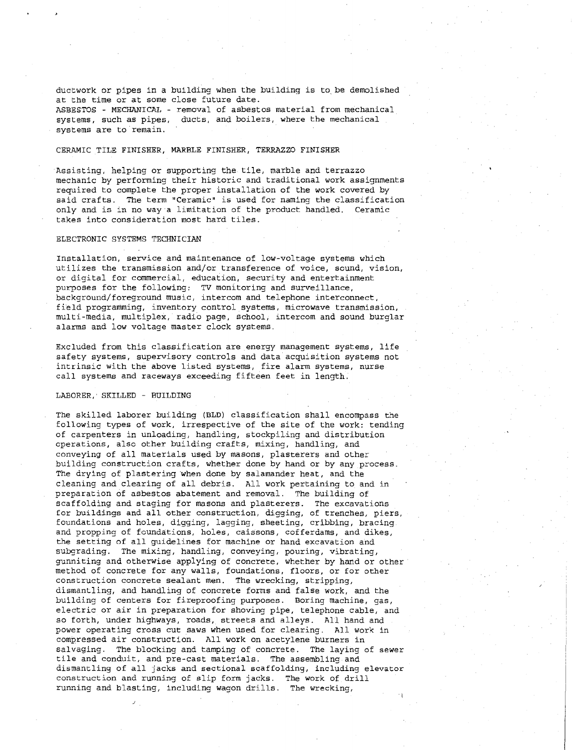ductwork or pipes in a building when the building is to be demolished at the time or at some close future date.
ASBESTOS - MECHANICAL - removal of asbestos material from mechanical systems, such as pipes, ducts, and boilers, where the mechanical systems are to remain.

CERAMIC TILE FINISHER, MARBLE FINISHER, TERRAZZO FINISHER

Assisting, helping or supporting the tile, marble and terrazzo mechanic by performing their historic and traditional work assignments required to complete the proper installation of the work covered by said crafts. The term "Ceramic" is used for naming the classification only and is in no way a limitation of the product handled. Ceramic takes into consideration most hard tiles.

ELECTRONIC SYSTEMS TECHNICIAN

Installation, service and maintenance of low-voltage systems which utilizes the transmission and/or transference of voice, sound, vision, or digital for commercial, education, security and entertainment purposes for the following: TV monitoring and surveillance, background/foreground music, intercom and telephone interconnect, field programming, inventory control systems, microwave transmission, multi-media, multiplex, radio page, school, intercom and sound burglar alarms and low voltage master clock systems.

Excluded from this classification are energy management systems, life safety systems, supervisory controls and data acquisition systems not intrinsic with the above listed systems, fire alarm systems, nurse call systems and raceways exceeding fifteen feet in length.

LABORER, SKILLED - BUILDING

The skilled laborer building (BLD) classification shall encompass the following types of work, irrespective of the site of the work: tending of carpenters in unloading, handling, stockpiling and distribution operations, also other building crafts, mixing, handling, and conveying of all materials used by masons, plasterers and other building construction crafts, whether done by hand or by any process. The drying of plastering when done by salamander heat, and the cleaning and clearing of all debris. All work pertaining to and in preparation of asbestos abatement and removal. The building of scaffolding and staging for masons and plasterers. The excavations for buildings and all other construction, digging, of trenches, piers, foundations and holes, digging, lagging, sheeting, cribbing, bracing and propping of foundations, holes, caissons, cofferdams, and dikes, the setting of all guidelines for machine or hand excavation and subgrading. The mixing, handling, conveying, pouring, vibrating, gunniting and otherwise applying of concrete, whether by hand or other method of concrete for any walls, foundations, floors, or for other construction concrete sealant men. The wrecking, stripping, dismantling, and handling of concrete forms and false work, and the building of centers for fireproofing purposes. Boring machine, gas, electric or air in preparation for shoving pipe, telephone cable, and so forth, under highways, roads, streets and alleys. All hand and power operating cross cut saws when used for clearing. All work in compressed air construction. All work on acetylene burners in salvaging. The blocking and tamping of concrete. The laying of sewer tile and conduit, and pre-cast materials. The assembling and dismantling of all jacks and sectional scaffolding, including elevator construction and running of slip form jacks. The work of drill running and blasting, including wagon drills. The wrecking,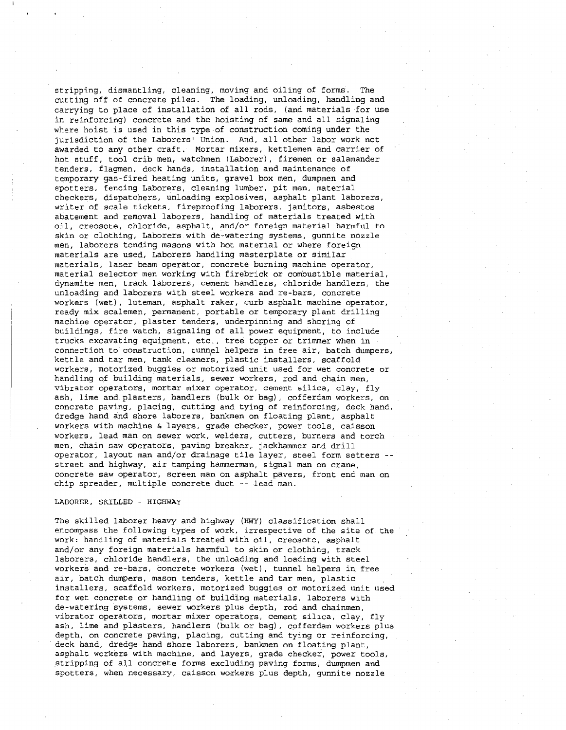stripping, dismantling, cleaning, moving and oiling of forms. The cutting off of concrete piles. The loading, unloading, handling and carrying to place of installation of all rods, (and materials for use in reinforcing) concrete and the hoisting of same and all signaling where hoist is used in this type of construction coming under the jurisdiction of the Laborers' Union. And, all other labor work not awarded to any other craft. Mortar mixers, kettlemen and carrier of hot stuff, tool crib men, watchmen (Laborer), firemen or salamander tenders, flagmen, deck hands, installation and maintenance of temporary gas-fired heating units, gravel box men, dumpmen and spotters, fencing Laborers, cleaning lumber, pit men, material checkers, dispatchers, unloading explosives, asphalt plant laborers, writer of scale tickets, fireproofing laborers, janitors, asbestos abatement and removal laborers, handling of materials treated with oil, creosote, chloride, asphalt, and/or foreign material harmful to skin or clothing, Laborers with de-watering systems, gunnite nozzle men, laborers tending masons with hot material or where foreign materials are used, Laborers handling masterplate or similar materials, laser beam operator, concrete burning machine operator, material selector men working with firebrick or combustible material, dynamite men, track laborers, cement handlers, chloride handlers, the unloading and laborers with steel workers and re-bars, concrete workers (wet), luteman, asphalt raker, curb asphalt machine operator, ready mix scalemen, permanent, portable or temporary plant drilling machine operator, plaster tenders, underpinning and shoring of buildings, fire watch, signaling of all power equipment, to include trucks excavating equipment, etc., tree topper or trimmer when in connection to construction, tunnel helpers in free air, batch dumpers, kettle and tar men, tank cleaners, plastic installers, scaffold workers, motorized buggies or motorized unit used for wet concrete or handling of building materials, sewer workers, rod and chain men, vibrator operators, mortar mixer operator, cement silica, clay, fly ash, lime and plasters, handlers (bulk or bag), cofferdam workers, on concrete paving, placing, cutting and tying of reinforcing, deck hand, dredge hand and shore laborers, bankmen on floating plant, asphalt workers with machine & layers, grade checker, power tools, caisson workers, lead man on sewer work, welders, cutters, burners and torch men, chain saw operators, paving breaker, jackhammer and drill operator, layout man and/or drainage tile layer, steel form setters -- street and highway, air tamping hammerman, signal man on crane, concrete saw operator, screen man on asphalt pavers, front end man on chip spreader, multiple concrete duct -- lead man.

LABORER, SKILLED - HIGHWAY

The skilled laborer heavy and highway (HWY) classification shall encompass the following types of work, irrespective of the site of the work: handling of materials treated with oil, creosote, asphalt and/or any foreign materials harmful to skin or clothing, track laborers, chloride handlers, the unloading and loading with steel workers and re-bars, concrete workers (wet), tunnel helpers in free air, batch dumpers, mason tenders, kettle and tar men, plastic installers, scaffold workers, motorized buggies or motorized unit used for wet concrete or handling of building materials, laborers with de-watering systems, sewer workers plus depth, rod and chainmen, vibrator operators, mortar mixer operators, cement silica, clay, fly ash, lime and plasters, handlers (bulk or bag), cofferdam workers plus depth, on concrete paving, placing, cutting and tying or reinforcing, deck hand, dredge hand shore laborers, bankmen on floating plant, asphalt workers with machine, and layers, grade checker, power tools, stripping of all concrete forms excluding paving forms, dumpmen and spotters, when necessary, caisson workers plus depth, gunnite nozzle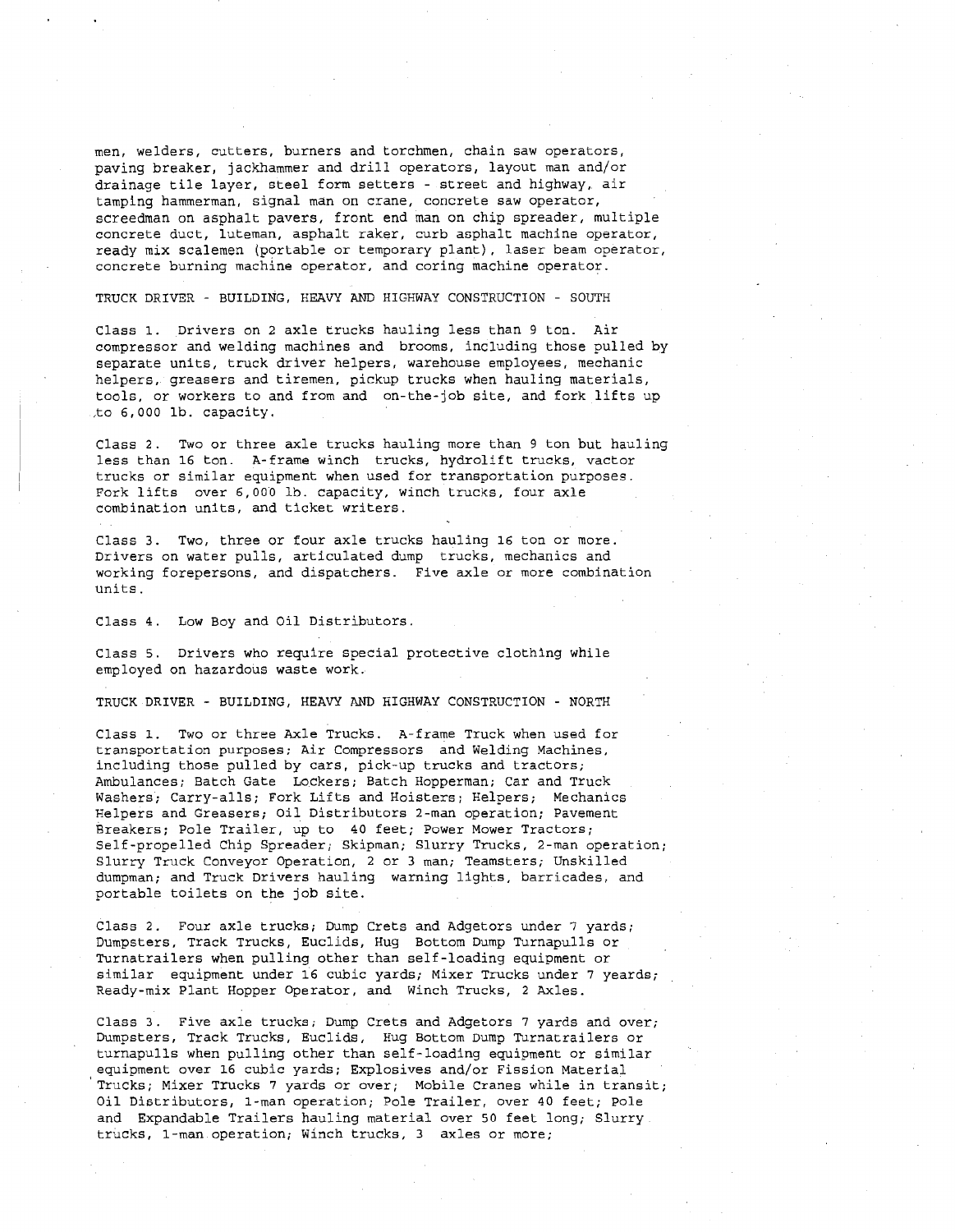men, welders, cutters, burners and torchmen, chain saw operators, paving breaker, jackhammer and drill operators, layout man and/or drainage tile layer, steel form setters - street and highway, air tamping hammerman, signal man on crane, concrete saw operator, screedman on asphalt pavers, front end man on chip spreader, multiple concrete duct, luteman, asphalt raker, curb asphalt machine operator, ready mix scalemen (portable or temporary plant), laser beam operator, concrete burning machine operator, and coring machine operator.

TRUCK DRIVER - BUILDING, HEAVY AND HIGHWAY CONSTRUCTION - SOUTH

Class 1. Drivers on 2 axle trucks hauling less than 9 ton. Air compressor and welding machines and brooms, including those pulled by separate units, truck driver helpers, warehouse employees, mechanic helpers, greasers and tiremen, pickup trucks when hauling materials, tools, or workers to and from and on-the-job site, and fork lifts up to 6,000 lb. capacity.

Class 2. Two or three axle trucks hauling more than 9 ton but hauling less than 16 ton. A-frame winch trucks, hydrolift trucks, vactor trucks or similar equipment when used for transportation purposes. Fork lifts over 6,000 lb. capacity, winch trucks, four axle combination units, and ticket writers.

Class 3. Two, three or four axle trucks hauling 16 ton or more. Drivers on water pulls, articulated dump trucks, mechanics and working forepersons, and dispatchers. Five axle or more combination units.

Class 4. Low Boy and Oil Distributors.

Class 5. Drivers who require special protective clothing while employed on hazardous waste work.

TRUCK DRIVER - BUILDING, HEAVY AND HIGHWAY CONSTRUCTION - NORTH

Class 1. Two or three Axle Trucks. A-frame Truck when used for transportation purposes; Air Compressors and Welding Machines, including those pulled by cars, pick-up trucks and tractors; Ambulances; Batch Gate Lockers; Batch Hopperman; Car and Truck Washers; Carry-alls; Fork Lifts and Hoisters; Helpers; Mechanics Helpers and Greasers; Oil Distributors 2-man operation; Pavement Breakers; Pole Trailer, up to 40 feet; Power Mower Tractors; Self-propelled Chip Spreader; Skipman; Slurry Trucks, 2-man operation; Slurry Truck Conveyor Operation, 2 or 3 man; Teamsters; Unskilled dumpman; and Truck Drivers hauling warning lights, barricades, and portable toilets on the job site.

Class 2. Four axle trucks; Dump Crets and Adgetors under 7 yards; Dumpsters, Track Trucks, Euclids, Hug Bottom Dump Turnapulls or Turnatrailers when pulling other than self-loading equipment or similar equipment under 16 cubic yards; Mixer Trucks under 7 yeards; Ready-mix Plant Hopper Operator, and Winch Trucks, 2 Axles.

Class 3. Five axle trucks; Dump Crets and Adgetors 7 yards and over; Dumpsters, Track Trucks, Euclids, Hug Bottom Dump Turnatrailers or turnapulls when pulling other than self-loading equipment or similar equipment over 16 cubic yards; Explosives and/or Fission Material Trucks; Mixer Trucks 7 yards or over; Mobile Cranes while in transit; Oil Distributors, 1-man operation; Pole Trailer, over 40 feet; Pole and Expandable Trailers hauling material over 50 feet long; Slurry trucks, 1-man operation; Winch trucks, 3 axles or more;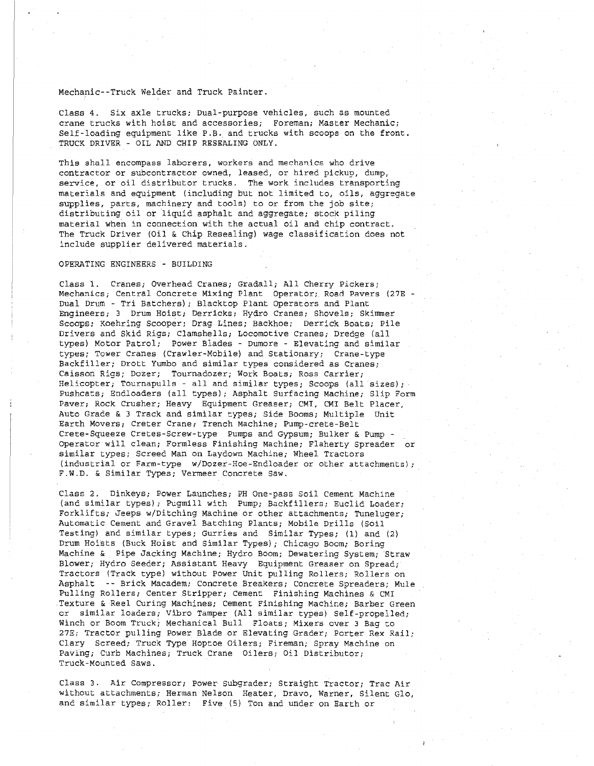Mechanic--Truck Welder and Truck Painter.

Class 4. Six axle trucks; Dual-purpose vehicles, such as mounted crane trucks with hoist and accessories; Foreman; Master Mechanic; Self-loading equipment like P.B. and trucks with scoops on the front. TRUCK DRIVER - OIL AND CHIP RESEALING ONLY.

This shall encompass laborers, workers and mechanics who drive contractor or subcontractor owned, leased, or hired pickup, dump, service, or oil distributor trucks. The work includes transporting materials and equipment (including but not limited to, oils, aggregate supplies, parts, machinery and tools) to or from the job site; distributing oil or liquid asphalt and aggregate; stock piling material when in connection with the actual oil and chip contract. The Truck Driver (Oil & Chip Resealing) wage classification does not include supplier delivered materials.

OPERATING ENGINEERS - BUILDING

Class 1. Cranes; Overhead Cranes; Gradall; All Cherry Pickers; Mechanics; Central Concrete Mixing Plant Operator; Road Pavers (27E - Dual Drum - Tri Batchers); Blacktop Plant Operators and Plant Engineers; 3 Drum Hoist; Derricks; Hydro Cranes; Shovels; Skimmer Scoops; Koehring Scooper; Drag Lines; Backhoe; Derrick Boats; Pile Drivers and Skid Rigs; Clamshells; Locomotive Cranes; Dredge (all types) Motor Patrol; Power Blades - Dumore - Elevating and similar types; Tower Cranes (Crawler-Mobile) and Stationary; Crane-type Backfiller; Drott Yumbo and similar types considered as Cranes; Caisson Rigs; Dozer; Tournadozer; Work Boats; Ross Carrier; Helicopter; Tournapulls - all and similar types; Scoops (all sizes); Pushcats; Endloaders (all types); Asphalt Surfacing Machine; Slip Form Paver; Rock Crusher; Heavy Equipment Greaser; CMI, CMI Belt Placer, Auto Grade & 3 Track and similar types; Side Booms; Multiple Unit Earth Movers; Creter Crane; Trench Machine; Pump-crete-Belt Crete-Squeeze Cretes-Screw-type Pumps and Gypsum; Bulker & Pump - Operator will clean; Formless Finishing Machine; Flaherty Spreader or similar types; Screed Man on Laydown Machine; Wheel Tractors (industrial or Farm-type w/Dozer-Hoe-Endloader or other attachments); F.W.D. & Similar Types; Vermeer Concrete Saw.

Class 2. Dinkeys; Power Launches; PH One-pass Soil Cement Machine (and similar types); Pugmill with Pump; Backfillers; Euclid Loader; Forklifts; Jeeps w/Ditching Machine or other attachments; Tuneluger; Automatic Cement and Gravel Batching Plants; Mobile Drills (Soil Testing) and similar types; Gurries and Similar Types; (1) and (2) Drum Hoists (Buck Hoist and Similar Types); Chicago Boom; Boring Machine & Pipe Jacking Machine; Hydro Boom; Dewatering System; Straw Blower; Hydro Seeder; Assistant Heavy Equipment Greaser on Spread; Tractors (Track type) without Power Unit pulling Rollers; Rollers on Asphalt -- Brick Macadem; Concrete Breakers; Concrete Spreaders; Mule Pulling Rollers; Center Stripper; Cement Finishing Machines & CMI Texture & Reel Curing Machines; Cement Finishing Machine; Barber Green or similar loaders; Vibro Tamper (All similar types) Self-propelled; Winch or Boom Truck; Mechanical Bull Floats; Mixers over 3 Bag to 27E; Tractor pulling Power Blade or Elevating Grader; Porter Rex Rail; Clary Screed; Truck Type Hoptoe Oilers; Fireman; Spray Machine on Paving; Curb Machines; Truck Crane Oilers; Oil Distributor; Truck-Mounted Saws.

Class 3. Air Compressor; Power Subgrader; Straight Tractor; Trac Air without attachments; Herman Nelson Heater, Dravo, Warner, Silent Glo, and similar types; Roller: Five (5) Ton and under on Earth or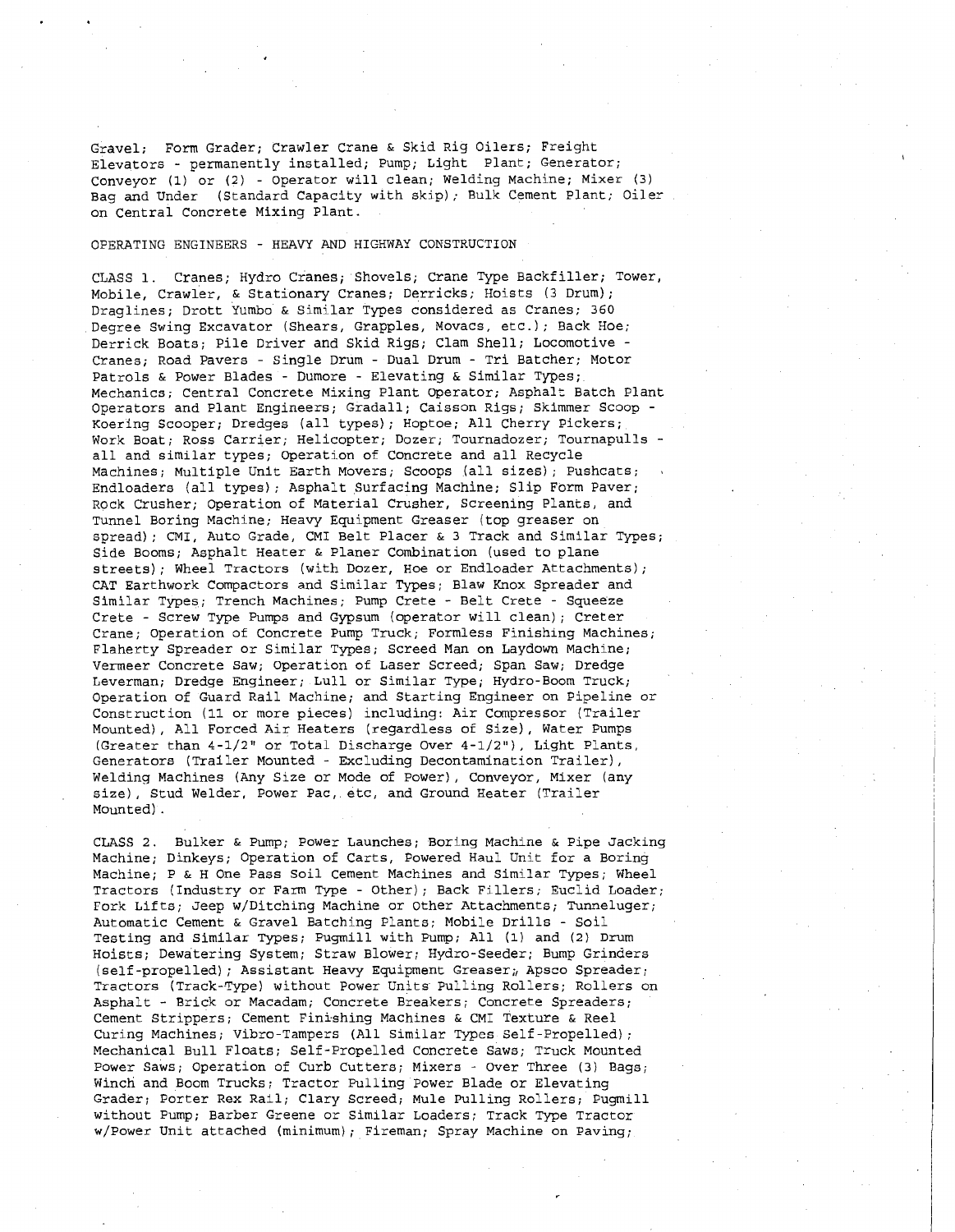Gravel; Form Grader; Crawler Crane & Skid Rig Oilers; Freight Elevators - permanently installed; Pump; Light Plant; Generator; Conveyor (1) or (2) - Operator will clean; Welding Machine; Mixer (3) Bag and Under (Standard Capacity with skip); Bulk Cement Plant; Oiler on Central Concrete Mixing Plant.

OPERATING ENGINEERS - HEAVY AND HIGHWAY CONSTRUCTION

CLASS 1. Cranes; Hydro Cranes; Shovels; Crane Type Backfiller; Tower, Mobile, Crawler, & Stationary Cranes; Derricks; Hoists (3 Drum); Draglines; Drott Yumbo & Similar Types considered as Cranes; 360 Degree Swing Excavator (Shears, Grapples, Movacs, etc.); Back Hoe; Derrick Boats; Pile Driver and Skid Rigs; Clam Shell; Locomotive - Cranes; Road Pavers - Single Drum - Dual Drum - Tri Batcher; Motor Patrols & Power Blades - Dumore - Elevating & Similar Types; Mechanics; Central Concrete Mixing Plant Operator; Asphalt Batch Plant Operators and Plant Engineers; Gradall; Caisson Rigs; Skimmer Scoop - Koering Scooper; Dredges (all types); Hoptoe; All Cherry Pickers; Work Boat; Ross Carrier; Helicopter; Dozer; Tournadozer; Tournapulls - all and similar types; Operation of Concrete and all Recycle Machines; Multiple Unit Earth Movers; Scoops (all sizes); Pushcats; Endloaders (all types); Asphalt Surfacing Machine; Slip Form Paver; Rock Crusher; Operation of Material Crusher, Screening Plants, and Tunnel Boring Machine; Heavy Equipment Greaser (top greaser on spread); CMI, Auto Grade, CMI Belt Placer & 3 Track and Similar Types; Side Booms; Asphalt Heater & Planer Combination (used to plane streets); Wheel Tractors (with Dozer, Hoe or Endloader Attachments); CAT Earthwork Compactors and Similar Types; Blaw Knox Spreader and Similar Types; Trench Machines; Pump Crete - Belt Crete - Squeeze Crete - Screw Type Pumps and Gypsum (operator will clean); Creter Crane; Operation of Concrete Pump Truck; Formless Finishing Machines; Flaherty Spreader or Similar Types; Screed Man on Laydown Machine; Vermeer Concrete Saw; Operation of Laser Screed; Span Saw; Dredge Leverman; Dredge Engineer; Lull or Similar Type; Hydro-Boom Truck; Operation of Guard Rail Machine; and Starting Engineer on Pipeline or Construction (11 or more pieces) including: Air Compressor (Trailer Mounted), All Forced Air Heaters (regardless of Size), Water Pumps (Greater than 4-1/2" or Total Discharge Over 4-1/2"), Light Plants, Generators (Trailer Mounted - Excluding Decontamination Trailer), Welding Machines (Any Size or Mode of Power), Conveyor, Mixer (any size), Stud Welder, Power Pac, etc, and Ground Heater (Trailer Mounted).

CLASS 2. Bulker & Pump; Power Launches; Boring Machine & Pipe Jacking Machine; Dinkeys; Operation of Carts, Powered Haul Unit for a Boring Machine; P & H One Pass Soil Cement Machines and Similar Types; Wheel Tractors (Industry or Farm Type - Other); Back Fillers; Euclid Loader; Fork Lifts; Jeep w/Ditching Machine or Other Attachments; Tunneluger; Automatic Cement & Gravel Batching Plants; Mobile Drills - Soil Testing and Similar Types; Pugmill with Pump; All (1) and (2) Drum Hoists; Dewatering System; Straw Blower; Hydro-Seeder; Bump Grinders (self-propelled); Assistant Heavy Equipment Greaser; Apsco Spreader; Tractors (Track-Type) without Power Units Pulling Rollers; Rollers on Asphalt - Brick or Macadam; Concrete Breakers; Concrete Spreaders; Cement Strippers; Cement Finishing Machines & CMI Texture & Reel Curing Machines; Vibro-Tampers (All Similar Types Self-Propelled); Mechanical Bull Floats; Self-Propelled Concrete Saws; Truck Mounted Power Saws; Operation of Curb Cutters; Mixers - Over Three (3) Bags; Winch and Boom Trucks; Tractor Pulling Power Blade or Elevating Grader; Porter Rex Rail; Clary Screed; Mule Pulling Rollers; Pugmill without Pump; Barber Greene or Similar Loaders; Track Type Tractor w/Power Unit attached (minimum); Fireman; Spray Machine on Paving;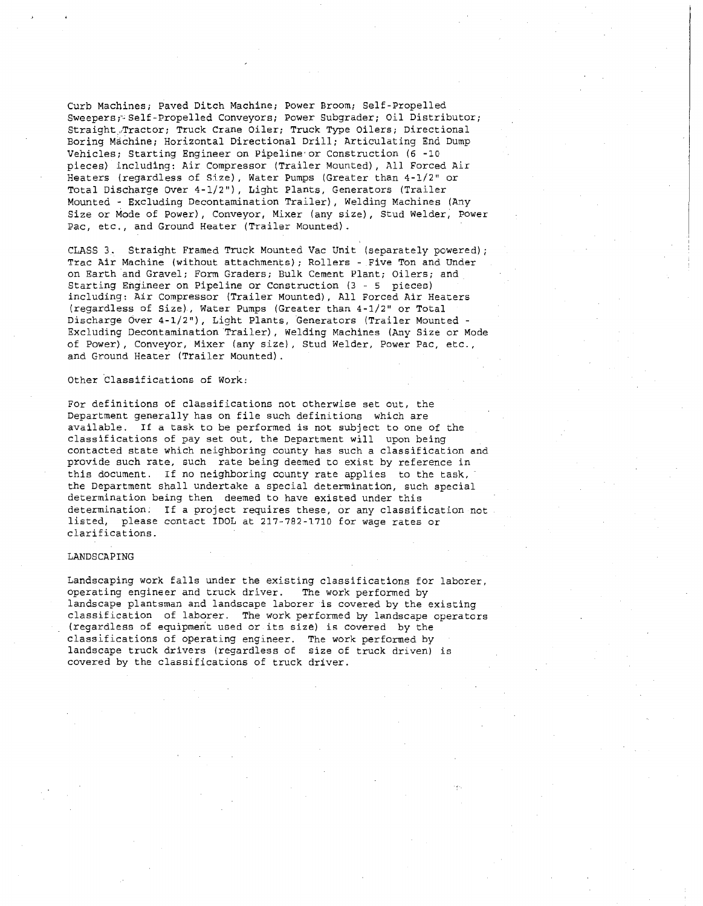Curb Machines; Paved Ditch Machine; Power Broom; Self-Propelled Sweepers; Self-Propelled Conveyors; Power Subgrader; Oil Distributor; Straight Tractor; Truck Crane Oiler; Truck Type Oilers; Directional Boring Machine; Horizontal Directional Drill; Articulating End Dump Vehicles; Starting Engineer on Pipeline or Construction (6 -10 pieces) including: Air Compressor (Trailer Mounted), All Forced Air Heaters (regardless of Size), Water Pumps (Greater than 4-1/2" or Total Discharge Over 4-1/2"), Light Plants, Generators (Trailer Mounted - Excluding Decontamination Trailer), Welding Machines (Any Size or Mode of Power), Conveyor, Mixer (any size), Stud Welder, Power Pac, etc., and Ground Heater (Trailer Mounted).

CLASS 3. Straight Framed Truck Mounted Vac Unit (separately powered); Trac Air Machine (without attachments); Rollers - Five Ton and Under on Earth and Gravel; Form Graders; Bulk Cement Plant; Oilers; and Starting Engineer on Pipeline or Construction (3 - 5 pieces) including: Air Compressor (Trailer Mounted), All Forced Air Heaters (regardless of Size), Water Pumps (Greater than 4-1/2" or Total Discharge Over 4-1/2"), Light Plants, Generators (Trailer Mounted - Excluding Decontamination Trailer), Welding Machines (Any Size or Mode of Power), Conveyor, Mixer (any size), Stud Welder, Power Pac, etc., and Ground Heater (Trailer Mounted).

Other Classifications of Work:

For definitions of classifications not otherwise set out, the Department generally has on file such definitions which are available. If a task to be performed is not subject to one of the classifications of pay set out, the Department will upon being contacted state which neighboring county has such a classification and provide such rate, such rate being deemed to exist by reference in this document. If no neighboring county rate applies to the task, the Department shall undertake a special determination, such special determination being then deemed to have existed under this determination. If a project requires these, or any classification not listed, please contact IDOL at 217-782-1710 for wage rates or clarifications.

LANDSCAPING

Landscaping work falls under the existing classifications for laborer, operating engineer and truck driver. The work performed by landscape plantsman and landscape laborer is covered by the existing classification of laborer. The work performed by landscape operators (regardless of equipment used or its size) is covered by the classifications of operating engineer. The work performed by landscape truck drivers (regardless of size of truck driven) is covered by the classifications of truck driver.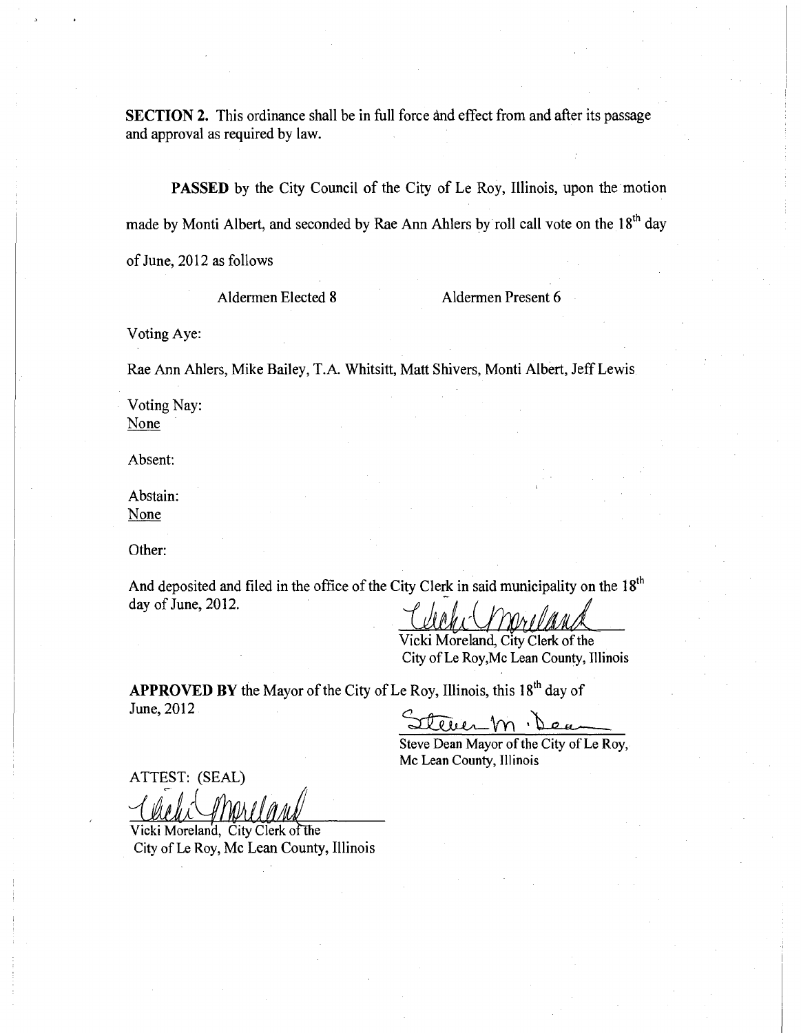**SECTION 2.** This ordinance shall be in full force and effect from and after its passage and approval as required by law.

**PASSED** by the City Council of the City of Le Roy, Illinois, upon the motion made by Monti Albert, and seconded by Rae Ann Ahlers by roll call vote on the 18th day of June, 2012 as follows

Aldermen Elected 8 Aldermen Present 6

Voting Aye:

Rae Ann Ahlers, Mike Bailey, T.A. Whitsitt, Matt Shivers, Monti Albert, Jeff Lewis

Voting Nay:
None

Absent:

Abstain:
None

Other:

And deposited and filed in the office of the City Clerk in said municipality on the 18th day of June, 2012.

Vicki Moreland, City Clerk of the
City of Le Roy,Mc Lean County, Illinois

**APPROVED BY** the Mayor of the City of Le Roy, Illinois, this 18th day of June, 2012

Steve Dean Mayor of the City of Le Roy,
Mc Lean County, Illinois

ATTEST: (SEAL)

Vicki Moreland, City Clerk of the
City of Le Roy, Mc Lean County, Illinois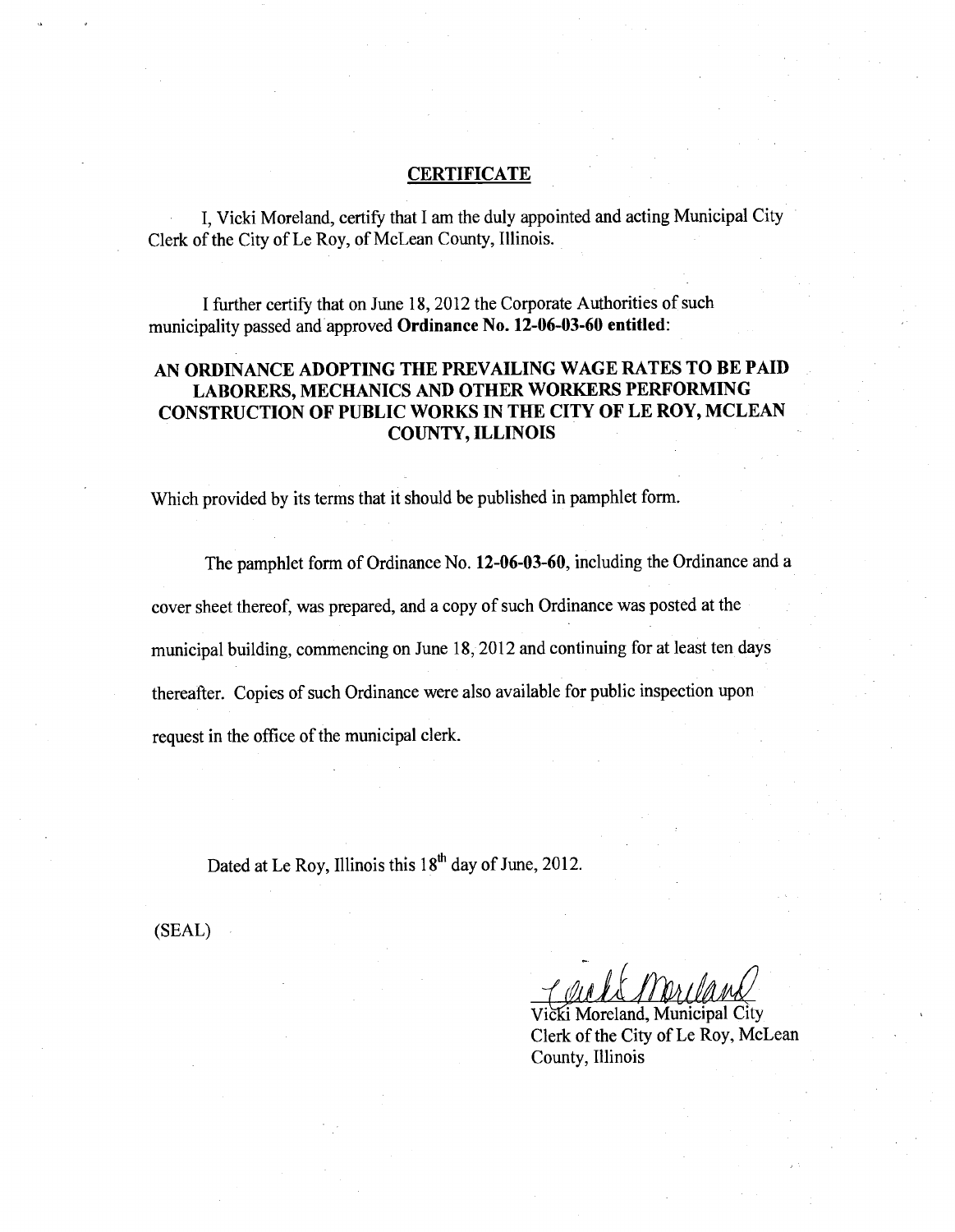## CERTIFICATE

I, Vicki Moreland, certify that I am the duly appointed and acting Municipal City Clerk of the City of Le Roy, of McLean County, Illinois.

I further certify that on June 18, 2012 the Corporate Authorities of such municipality passed and approved **Ordinance No. 12-06-03-60 entitled**:

**AN ORDINANCE ADOPTING THE PREVAILING WAGE RATES TO BE PAID LABORERS, MECHANICS AND OTHER WORKERS PERFORMING CONSTRUCTION OF PUBLIC WORKS IN THE CITY OF LE ROY, MCLEAN COUNTY, ILLINOIS**

Which provided by its terms that it should be published in pamphlet form.

The pamphlet form of Ordinance No. **12-06-03-60**, including the Ordinance and a cover sheet thereof, was prepared, and a copy of such Ordinance was posted at the municipal building, commencing on June 18, 2012 and continuing for at least ten days thereafter. Copies of such Ordinance were also available for public inspection upon request in the office of the municipal clerk.

Dated at Le Roy, Illinois this 18th day of June, 2012.

(SEAL)

Vicki Moreland, Municipal City Clerk of the City of Le Roy, McLean County, Illinois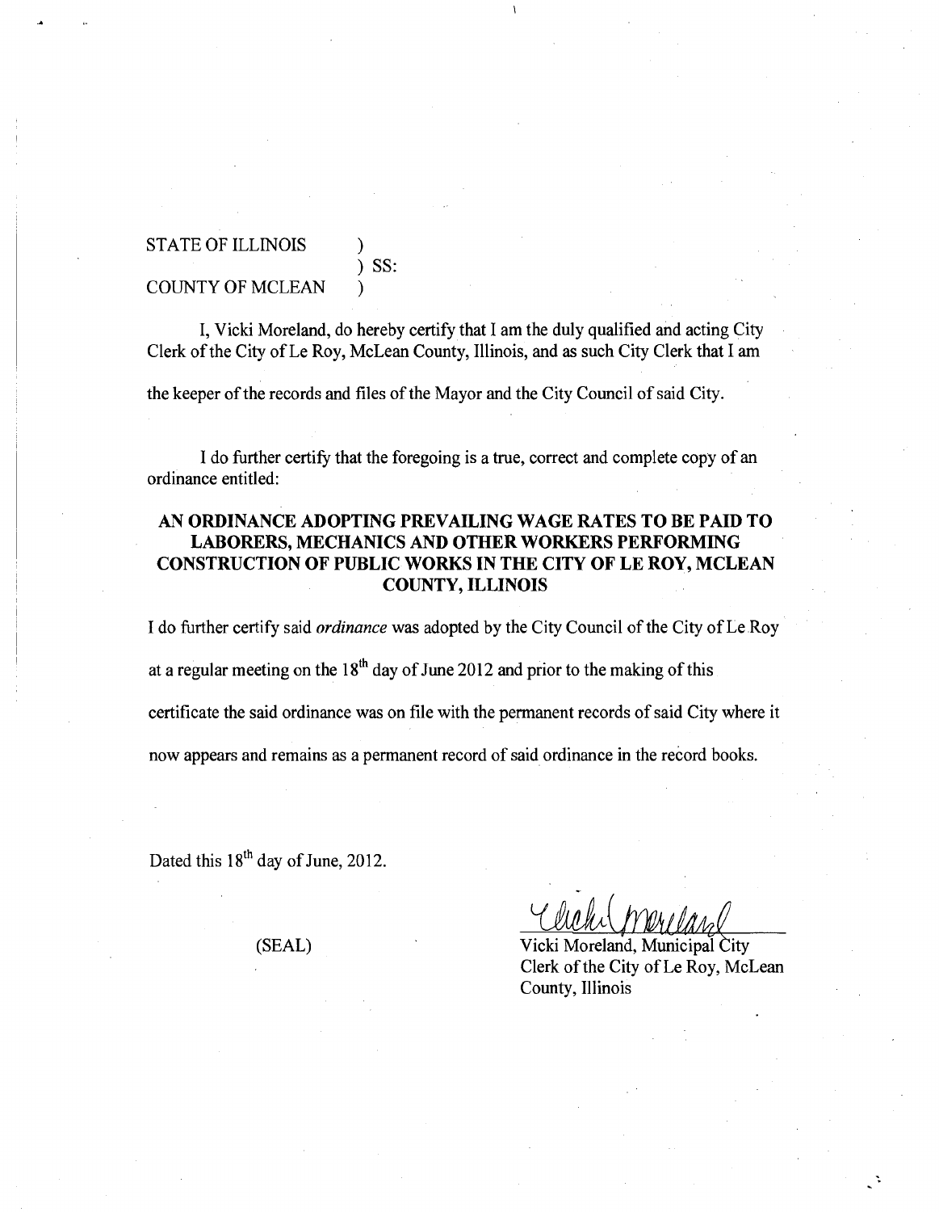STATE OF ILLINOIS )
) SS:
COUNTY OF MCLEAN )

I, Vicki Moreland, do hereby certify that I am the duly qualified and acting City Clerk of the City of Le Roy, McLean County, Illinois, and as such City Clerk that I am the keeper of the records and files of the Mayor and the City Council of said City.

I do further certify that the foregoing is a true, correct and complete copy of an ordinance entitled:

**AN ORDINANCE ADOPTING PREVAILING WAGE RATES TO BE PAID TO LABORERS, MECHANICS AND OTHER WORKERS PERFORMING CONSTRUCTION OF PUBLIC WORKS IN THE CITY OF LE ROY, MCLEAN COUNTY, ILLINOIS**

I do further certify said *ordinance* was adopted by the City Council of the City of Le Roy at a regular meeting on the 18th day of June 2012 and prior to the making of this certificate the said ordinance was on file with the permanent records of said City where it now appears and remains as a permanent record of said ordinance in the record books.

Dated this 18th day of June, 2012.

(SEAL)

Vicki Moreland, Municipal City Clerk of the City of Le Roy, McLean County, Illinois